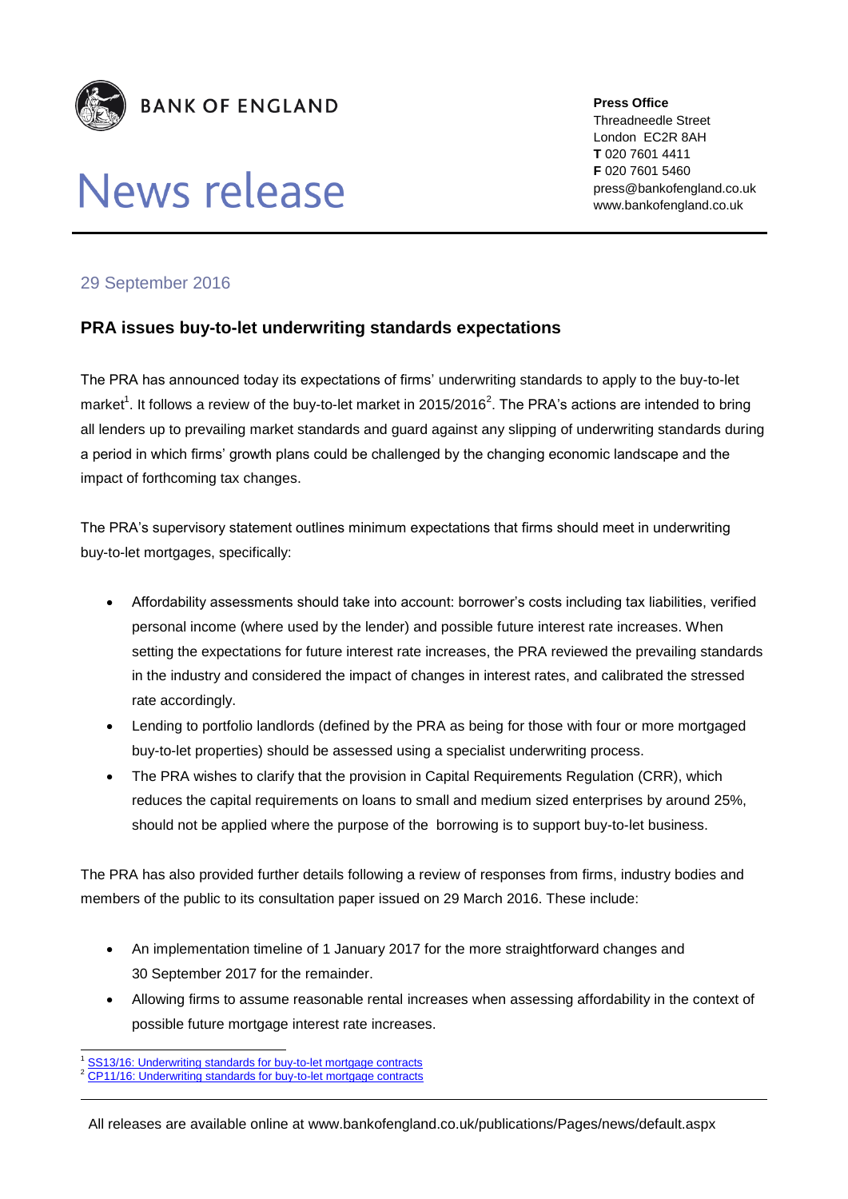BANK OF ENGLAND

# News release

**Press Office**
Threadneedle Street
London EC2R 8AH
**T** 020 7601 4411
**F** 020 7601 5460
press@bankofengland.co.uk
www.bankofengland.co.uk

29 September 2016

## PRA issues buy-to-let underwriting standards expectations

The PRA has announced today its expectations of firms' underwriting standards to apply to the buy-to-let market[1]. It follows a review of the buy-to-let market in 2015/2016[2]. The PRA's actions are intended to bring all lenders up to prevailing market standards and guard against any slipping of underwriting standards during a period in which firms' growth plans could be challenged by the changing economic landscape and the impact of forthcoming tax changes.

The PRA's supervisory statement outlines minimum expectations that firms should meet in underwriting buy-to-let mortgages, specifically:

- Affordability assessments should take into account: borrower's costs including tax liabilities, verified personal income (where used by the lender) and possible future interest rate increases. When setting the expectations for future interest rate increases, the PRA reviewed the prevailing standards in the industry and considered the impact of changes in interest rates, and calibrated the stressed rate accordingly.
- Lending to portfolio landlords (defined by the PRA as being for those with four or more mortgaged buy-to-let properties) should be assessed using a specialist underwriting process.
- The PRA wishes to clarify that the provision in Capital Requirements Regulation (CRR), which reduces the capital requirements on loans to small and medium sized enterprises by around 25%, should not be applied where the purpose of the borrowing is to support buy-to-let business.

The PRA has also provided further details following a review of responses from firms, industry bodies and members of the public to its consultation paper issued on 29 March 2016. These include:

- An implementation timeline of 1 January 2017 for the more straightforward changes and 30 September 2017 for the remainder.
- Allowing firms to assume reasonable rental increases when assessing affordability in the context of possible future mortgage interest rate increases.

[1] SS13/16: Underwriting standards for buy-to-let mortgage contracts
[2] CP11/16: Underwriting standards for buy-to-let mortgage contracts

All releases are available online at www.bankofengland.co.uk/publications/Pages/news/default.aspx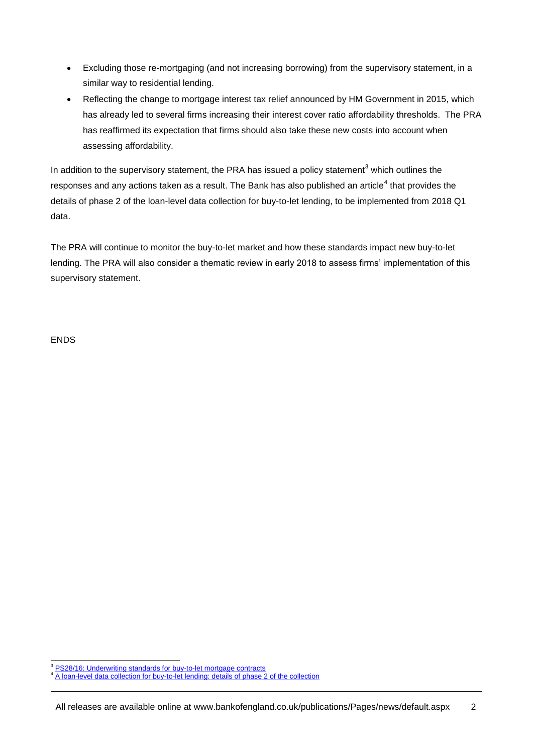- Excluding those re-mortgaging (and not increasing borrowing) from the supervisory statement, in a similar way to residential lending.
- Reflecting the change to mortgage interest tax relief announced by HM Government in 2015, which has already led to several firms increasing their interest cover ratio affordability thresholds. The PRA has reaffirmed its expectation that firms should also take these new costs into account when assessing affordability.

In addition to the supervisory statement, the PRA has issued a policy statement[3] which outlines the responses and any actions taken as a result. The Bank has also published an article[4] that provides the details of phase 2 of the loan-level data collection for buy-to-let lending, to be implemented from 2018 Q1 data.

The PRA will continue to monitor the buy-to-let market and how these standards impact new buy-to-let lending. The PRA will also consider a thematic review in early 2018 to assess firms' implementation of this supervisory statement.

ENDS

[3] PS28/16: Underwriting standards for buy-to-let mortgage contracts
[4] A loan-level data collection for buy-to-let lending: details of phase 2 of the collection

All releases are available online at www.bankofengland.co.uk/publications/Pages/news/default.aspx